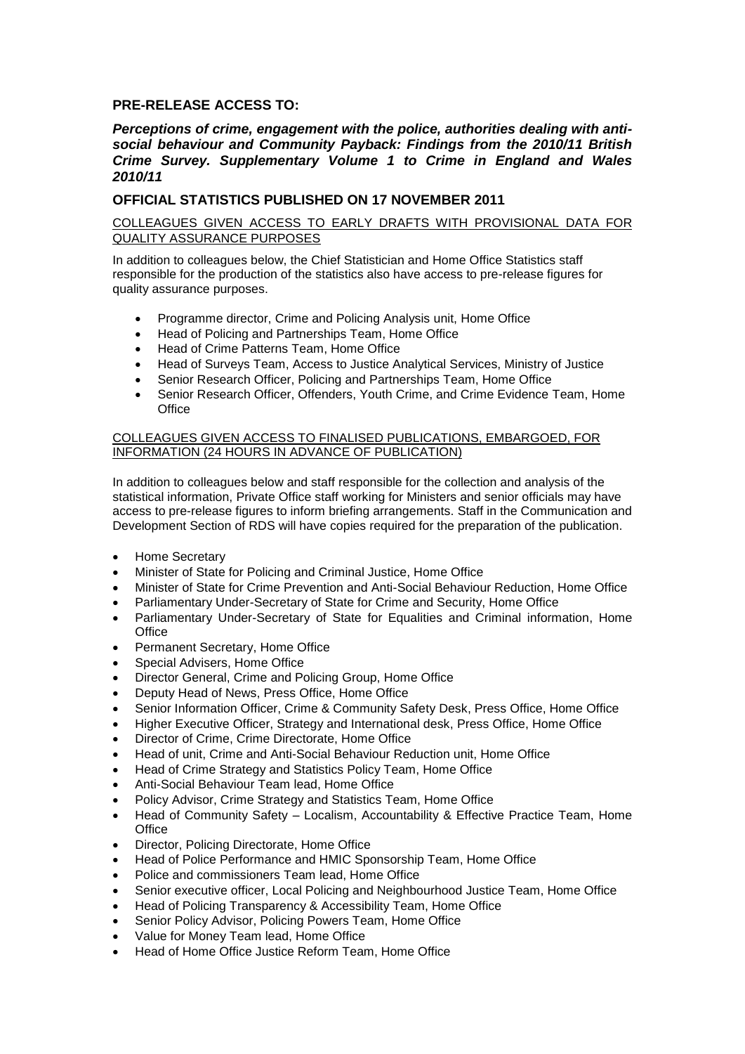## PRE-RELEASE ACCESS TO:

***Perceptions of crime, engagement with the police, authorities dealing with anti-social behaviour and Community Payback: Findings from the 2010/11 British Crime Survey. Supplementary Volume 1 to Crime in England and Wales 2010/11***

## OFFICIAL STATISTICS PUBLISHED ON 17 NOVEMBER 2011

COLLEAGUES GIVEN ACCESS TO EARLY DRAFTS WITH PROVISIONAL DATA FOR QUALITY ASSURANCE PURPOSES

In addition to colleagues below, the Chief Statistician and Home Office Statistics staff responsible for the production of the statistics also have access to pre-release figures for quality assurance purposes.

- Programme director, Crime and Policing Analysis unit, Home Office
- Head of Policing and Partnerships Team, Home Office
- Head of Crime Patterns Team, Home Office
- Head of Surveys Team, Access to Justice Analytical Services, Ministry of Justice
- Senior Research Officer, Policing and Partnerships Team, Home Office
- Senior Research Officer, Offenders, Youth Crime, and Crime Evidence Team, Home Office

COLLEAGUES GIVEN ACCESS TO FINALISED PUBLICATIONS, EMBARGOED, FOR INFORMATION (24 HOURS IN ADVANCE OF PUBLICATION)

In addition to colleagues below and staff responsible for the collection and analysis of the statistical information, Private Office staff working for Ministers and senior officials may have access to pre-release figures to inform briefing arrangements. Staff in the Communication and Development Section of RDS will have copies required for the preparation of the publication.

- Home Secretary
- Minister of State for Policing and Criminal Justice, Home Office
- Minister of State for Crime Prevention and Anti-Social Behaviour Reduction, Home Office
- Parliamentary Under-Secretary of State for Crime and Security, Home Office
- Parliamentary Under-Secretary of State for Equalities and Criminal information, Home Office
- Permanent Secretary, Home Office
- Special Advisers, Home Office
- Director General, Crime and Policing Group, Home Office
- Deputy Head of News, Press Office, Home Office
- Senior Information Officer, Crime & Community Safety Desk, Press Office, Home Office
- Higher Executive Officer, Strategy and International desk, Press Office, Home Office
- Director of Crime, Crime Directorate, Home Office
- Head of unit, Crime and Anti-Social Behaviour Reduction unit, Home Office
- Head of Crime Strategy and Statistics Policy Team, Home Office
- Anti-Social Behaviour Team lead, Home Office
- Policy Advisor, Crime Strategy and Statistics Team, Home Office
- Head of Community Safety – Localism, Accountability & Effective Practice Team, Home Office
- Director, Policing Directorate, Home Office
- Head of Police Performance and HMIC Sponsorship Team, Home Office
- Police and commissioners Team lead, Home Office
- Senior executive officer, Local Policing and Neighbourhood Justice Team, Home Office
- Head of Policing Transparency & Accessibility Team, Home Office
- Senior Policy Advisor, Policing Powers Team, Home Office
- Value for Money Team lead, Home Office
- Head of Home Office Justice Reform Team, Home Office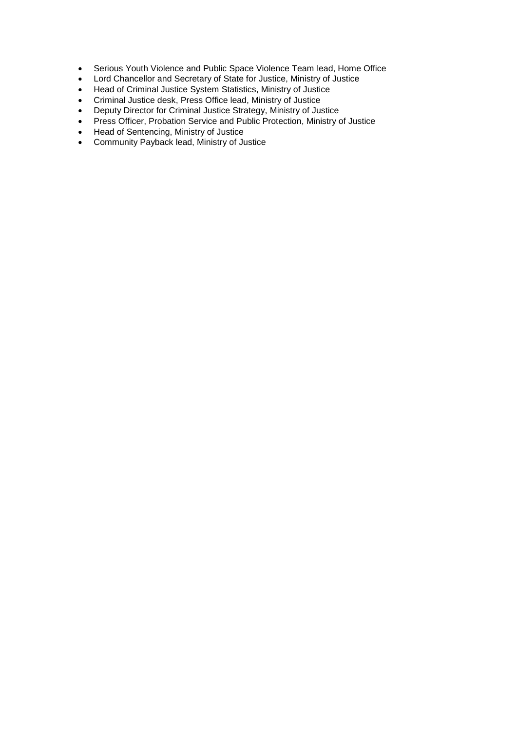- Serious Youth Violence and Public Space Violence Team lead, Home Office
- Lord Chancellor and Secretary of State for Justice, Ministry of Justice
- Head of Criminal Justice System Statistics, Ministry of Justice
- Criminal Justice desk, Press Office lead, Ministry of Justice
- Deputy Director for Criminal Justice Strategy, Ministry of Justice
- Press Officer, Probation Service and Public Protection, Ministry of Justice
- Head of Sentencing, Ministry of Justice
- Community Payback lead, Ministry of Justice